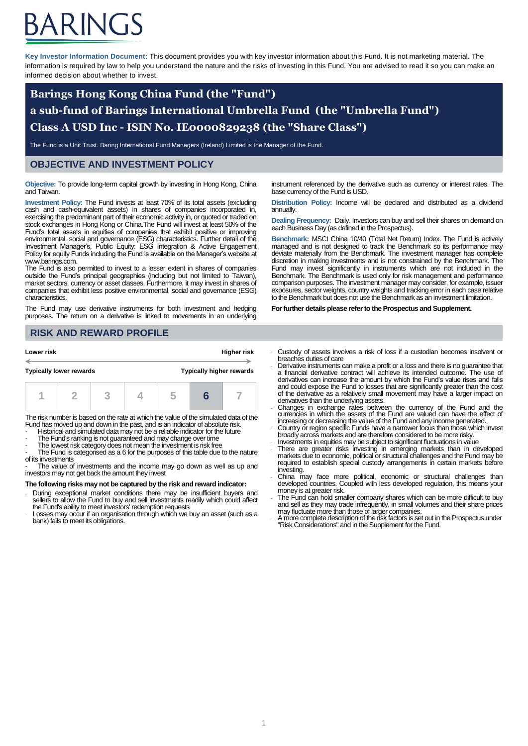# BARINGS

**Key Investor Information Document:** This document provides you with key investor information about this Fund. It is not marketing material. The information is required by law to help you understand the nature and the risks of investing in this Fund. You are advised to read it so you can make an informed decision about whether to invest.

# Barings Hong Kong China Fund (the "Fund")
# a sub-fund of Barings International Umbrella Fund (the "Umbrella Fund")
# Class A USD Inc - ISIN No. IE0000829238 (the "Share Class")

The Fund is a Unit Trust. Baring International Fund Managers (Ireland) Limited is the Manager of the Fund.

## OBJECTIVE AND INVESTMENT POLICY

**Objective:** To provide long-term capital growth by investing in Hong Kong, China and Taiwan.

**Investment Policy:** The Fund invests at least 70% of its total assets (excluding cash and cash-equivalent assets) in shares of companies incorporated in, exercising the predominant part of their economic activity in, or quoted or traded on stock exchanges in Hong Kong or China.The Fund will invest at least 50% of the Fund's total assets in equities of companies that exhibit positive or improving environmental, social and governance (ESG) characteristics. Further detail of the Investment Manager's, Public Equity: ESG Integration & Active Engagement Policy for equity Funds including the Fund is available on the Manager's website at www.barings.com.

The Fund is also permitted to invest to a lesser extent in shares of companies outside the Fund's principal geographies (including but not limited to Taiwan), market sectors, currency or asset classes. Furthermore, it may invest in shares of companies that exhibit less positive environmental, social and governance (ESG) characteristics.

The Fund may use derivative instruments for both investment and hedging purposes. The return on a derivative is linked to movements in an underlying instrument referenced by the derivative such as currency or interest rates. The base currency of the Fund is USD.

**Distribution Policy:** Income will be declared and distributed as a dividend annually.

**Dealing Frequency:** Daily. Investors can buy and sell their shares on demand on each Business Day (as defined in the Prospectus).

**Benchmark:** MSCI China 10/40 (Total Net Return) Index. The Fund is actively managed and is not designed to track the Benchmark so its performance may deviate materially from the Benchmark. The investment manager has complete discretion in making investments and is not constrained by the Benchmark. The Fund may invest significantly in instruments which are not included in the Benchmark. The Benchmark is used only for risk management and performance comparison purposes. The investment manager may consider, for example, issuer exposures, sector weights, country weights and tracking error in each case relative to the Benchmark but does not use the Benchmark as an investment limitation.

**For further details please refer to the Prospectus and Supplement.**

## RISK AND REWARD PROFILE

| **Lower risk** | | | | | | **Higher risk** |
|---|---|---|---|---|---|---|
| **Typically lower rewards** | | | | | | **Typically higher rewards** |
| 1 | 2 | 3 | 4 | 5 | **6** | 7 |

The risk number is based on the rate at which the value of the simulated data of the Fund has moved up and down in the past, and is an indicator of absolute risk.

- Historical and simulated data may not be a reliable indicator for the future
- The Fund's ranking is not guaranteed and may change over time
- The lowest risk category does not mean the investment is risk free
- The Fund is categorised as a 6 for the purposes of this table due to the nature of its investments
- The value of investments and the income may go down as well as up and investors may not get back the amount they invest

**The following risks may not be captured by the risk and reward indicator:**

- During exceptional market conditions there may be insufficient buyers and sellers to allow the Fund to buy and sell investments readily which could affect the Fund's ability to meet investors' redemption requests
- Losses may occur if an organisation through which we buy an asset (such as a bank) fails to meet its obligations.
- Custody of assets involves a risk of loss if a custodian becomes insolvent or breaches duties of care
- Derivative instruments can make a profit or a loss and there is no guarantee that a financial derivative contract will achieve its intended outcome. The use of derivatives can increase the amount by which the Fund's value rises and falls and could expose the Fund to losses that are significantly greater than the cost of the derivative as a relatively small movement may have a larger impact on derivatives than the underlying assets.
- Changes in exchange rates between the currency of the Fund and the currencies in which the assets of the Fund are valued can have the effect of increasing or decreasing the value of the Fund and any income generated.
- Country or region specific Funds have a narrower focus than those which invest broadly across markets and are therefore considered to be more risky.
- Investments in equities may be subject to significant fluctuations in value
- There are greater risks investing in emerging markets than in developed markets due to economic, political or structural challenges and the Fund may be required to establish special custody arrangements in certain markets before investing.
- China may face more political, economic or structural challenges than developed countries. Coupled with less developed regulation, this means your money is at greater risk.
- The Fund can hold smaller company shares which can be more difficult to buy and sell as they may trade infrequently, in small volumes and their share prices may fluctuate more than those of larger companies.
- A more complete description of the risk factors is set out in the Prospectus under "Risk Considerations" and in the Supplement for the Fund.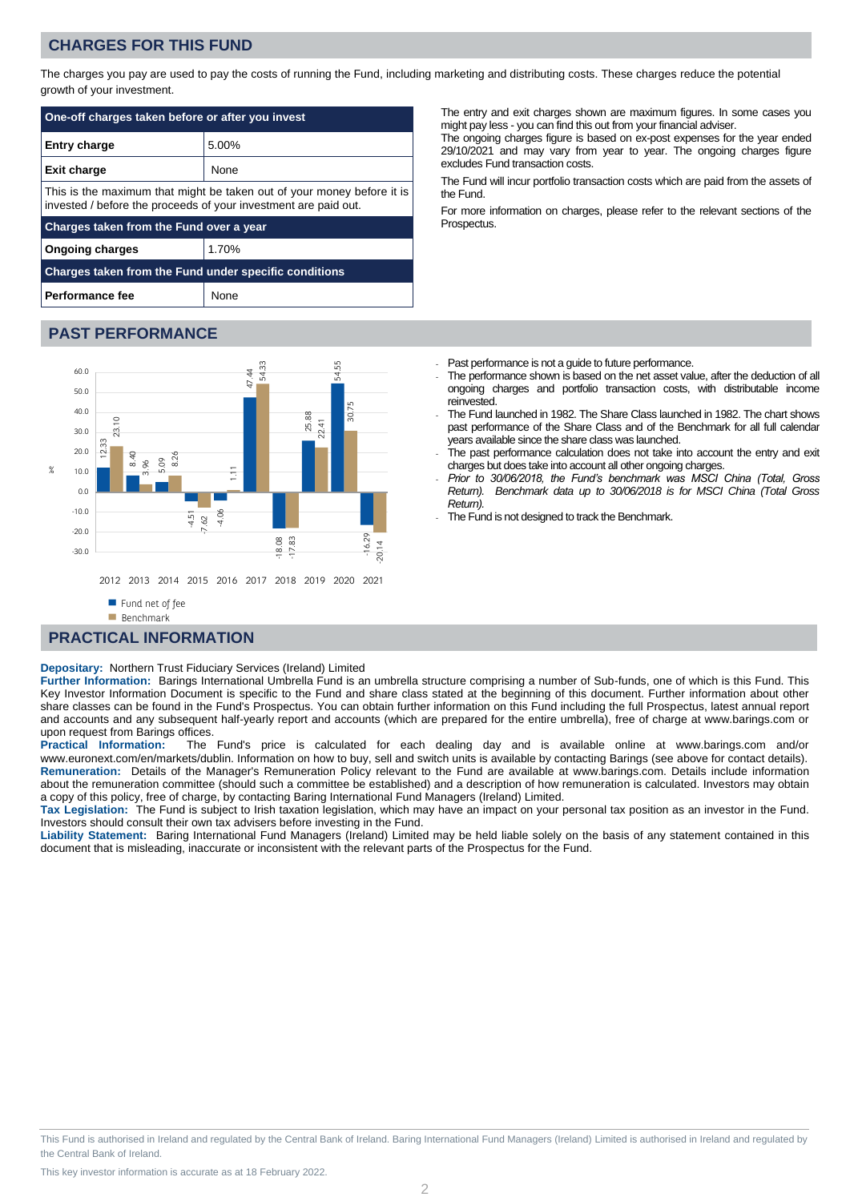## CHARGES FOR THIS FUND

The charges you pay are used to pay the costs of running the Fund, including marketing and distributing costs. These charges reduce the potential growth of your investment.

| One-off charges taken before or after you invest | |
|---|---|
| **Entry charge** | 5.00% |
| **Exit charge** | None |
| This is the maximum that might be taken out of your money before it is invested / before the proceeds of your investment are paid out. | |
| **Charges taken from the Fund over a year** | |
| **Ongoing charges** | 1.70% |
| **Charges taken from the Fund under specific conditions** | |
| **Performance fee** | None |

The entry and exit charges shown are maximum figures. In some cases you might pay less - you can find this out from your financial adviser.

The ongoing charges figure is based on ex-post expenses for the year ended 29/10/2021 and may vary from year to year. The ongoing charges figure excludes Fund transaction costs.

The Fund will incur portfolio transaction costs which are paid from the assets of the Fund.

For more information on charges, please refer to the relevant sections of the Prospectus.

## PAST PERFORMANCE

%

60.0
50.0
40.0
30.0
20.0
10.0
0.0
-10.0
-20.0
-30.0

12.33 23.10 8.40 3.96 5.09 8.26 -4.51 -7.62 -4.06 1.11 47.44 54.33 -18.08 -17.83 25.88 22.41 54.55 30.75 -16.29 -20.14

2012 2013 2014 2015 2016 2017 2018 2019 2020 2021

Fund net of fee
Benchmark

- Past performance is not a guide to future performance.
- The performance shown is based on the net asset value, after the deduction of all ongoing charges and portfolio transaction costs, with distributable income reinvested.
- The Fund launched in 1982. The Share Class launched in 1982. The chart shows past performance of the Share Class and of the Benchmark for all full calendar years available since the share class was launched.
- The past performance calculation does not take into account the entry and exit charges but does take into account all other ongoing charges.
- *Prior to 30/06/2018, the Fund's benchmark was MSCI China (Total, Gross Return). Benchmark data up to 30/06/2018 is for MSCI China (Total Gross Return).*
- The Fund is not designed to track the Benchmark.

## PRACTICAL INFORMATION

**Depositary:** Northern Trust Fiduciary Services (Ireland) Limited

**Further Information:** Barings International Umbrella Fund is an umbrella structure comprising a number of Sub-funds, one of which is this Fund. This Key Investor Information Document is specific to the Fund and share class stated at the beginning of this document. Further information about other share classes can be found in the Fund's Prospectus. You can obtain further information on this Fund including the full Prospectus, latest annual report and accounts and any subsequent half-yearly report and accounts (which are prepared for the entire umbrella), free of charge at www.barings.com or upon request from Barings offices.

**Practical Information:** The Fund's price is calculated for each dealing day and is available online at www.barings.com and/or www.euronext.com/en/markets/dublin. Information on how to buy, sell and switch units is available by contacting Barings (see above for contact details).

**Remuneration:** Details of the Manager's Remuneration Policy relevant to the Fund are available at www.barings.com. Details include information about the remuneration committee (should such a committee be established) and a description of how remuneration is calculated. Investors may obtain a copy of this policy, free of charge, by contacting Baring International Fund Managers (Ireland) Limited.

**Tax Legislation:** The Fund is subject to Irish taxation legislation, which may have an impact on your personal tax position as an investor in the Fund. Investors should consult their own tax advisers before investing in the Fund.

**Liability Statement:** Baring International Fund Managers (Ireland) Limited may be held liable solely on the basis of any statement contained in this document that is misleading, inaccurate or inconsistent with the relevant parts of the Prospectus for the Fund.

This Fund is authorised in Ireland and regulated by the Central Bank of Ireland. Baring International Fund Managers (Ireland) Limited is authorised in Ireland and regulated by the Central Bank of Ireland.

This key investor information is accurate as at 18 February 2022.